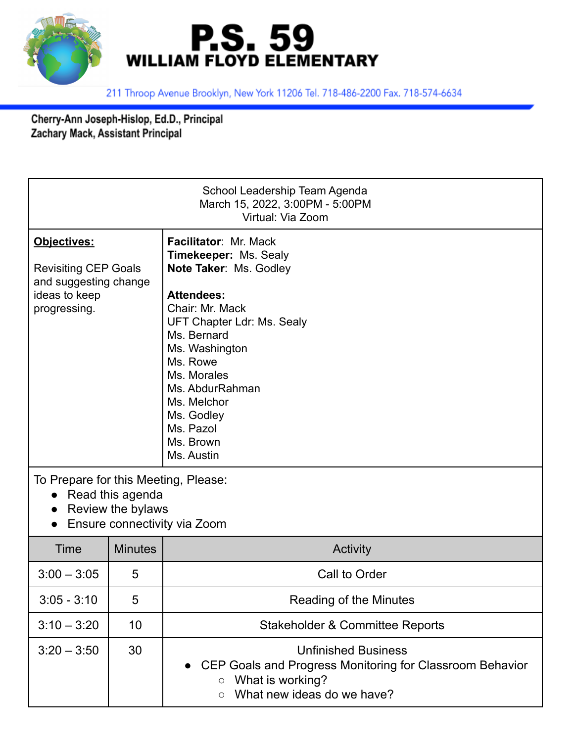# P.S. 59
## WILLIAM FLOYD ELEMENTARY

211 Throop Avenue Brooklyn, New York 11206 Tel. 718-486-2200 Fax. 718-574-6634

**Cherry-Ann Joseph-Hislop, Ed.D., Principal**
**Zachary Mack, Assistant Principal**

School Leadership Team Agenda
March 15, 2022, 3:00PM - 5:00PM
Virtual: Via Zoom

| **Objectives:** | |
|---|---|
| Revisiting CEP Goals and suggesting change ideas to keep progressing. | **Facilitator**: Mr. Mack<br>**Timekeeper:** Ms. Sealy<br>**Note Taker**: Ms. Godley<br><br>**Attendees:**<br>Chair: Mr. Mack<br>UFT Chapter Ldr: Ms. Sealy<br>Ms. Bernard<br>Ms. Washington<br>Ms. Rowe<br>Ms. Morales<br>Ms. AbdurRahman<br>Ms. Melchor<br>Ms. Godley<br>Ms. Pazol<br>Ms. Brown<br>Ms. Austin |

To Prepare for this Meeting, Please:

- Read this agenda
- Review the bylaws
- Ensure connectivity via Zoom

| Time | Minutes | Activity |
|---|---|---|
| 3:00 – 3:05 | 5 | Call to Order |
| 3:05 - 3:10 | 5 | Reading of the Minutes |
| 3:10 – 3:20 | 10 | Stakeholder & Committee Reports |
| 3:20 – 3:50 | 30 | Unfinished Business<br>• CEP Goals and Progress Monitoring for Classroom Behavior<br>　○ What is working?<br>　○ What new ideas do we have? |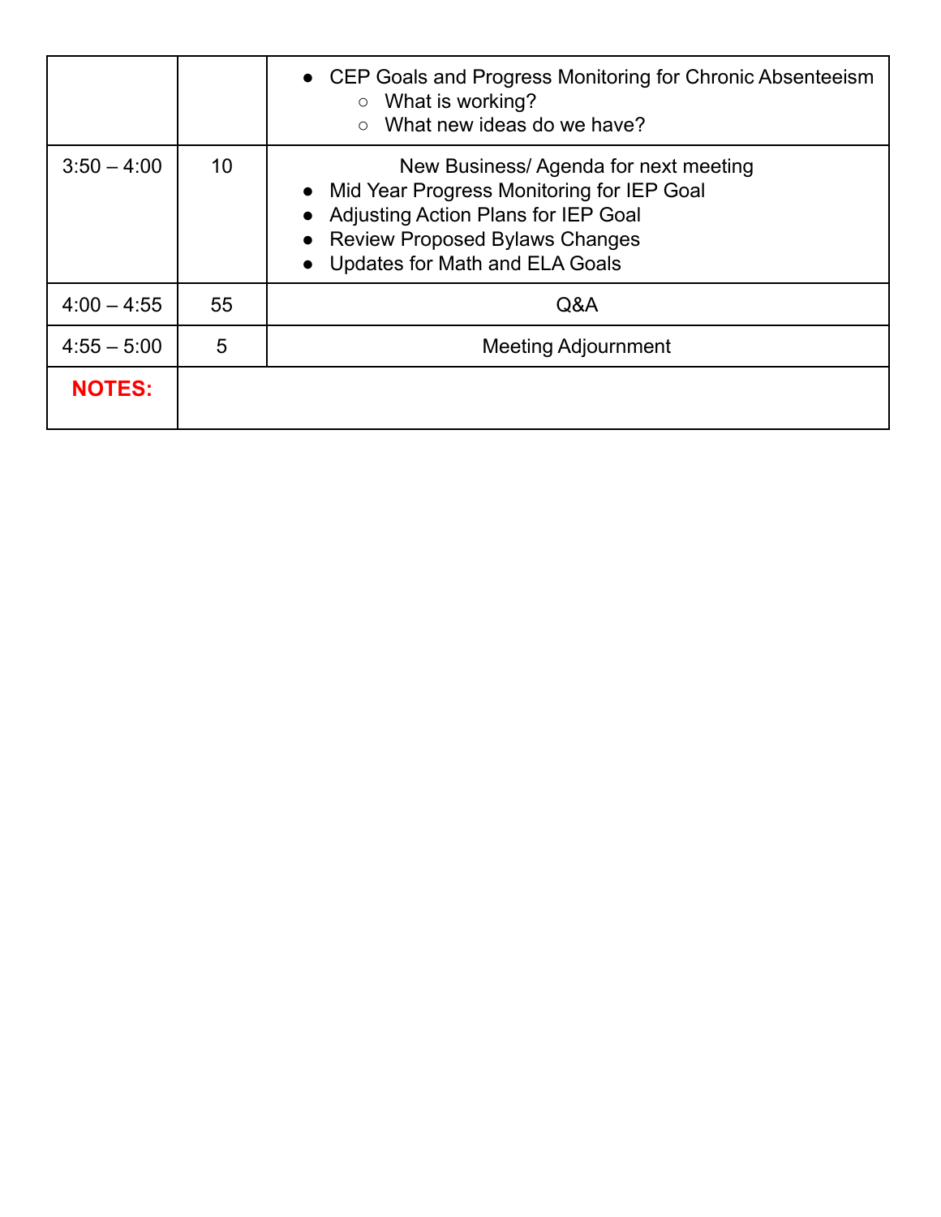| | | |
|---|---|---|
| | | <ul><li>CEP Goals and Progress Monitoring for Chronic Absenteeism<ul><li>What is working?</li><li>What new ideas do we have?</li></ul></li></ul> |
| 3:50 – 4:00 | 10 | New Business/ Agenda for next meeting<ul><li>Mid Year Progress Monitoring for IEP Goal</li><li>Adjusting Action Plans for IEP Goal</li><li>Review Proposed Bylaws Changes</li><li>Updates for Math and ELA Goals</li></ul> |
| 4:00 – 4:55 | 55 | Q&A |
| 4:55 – 5:00 | 5 | Meeting Adjournment |
| **NOTES:** | | |